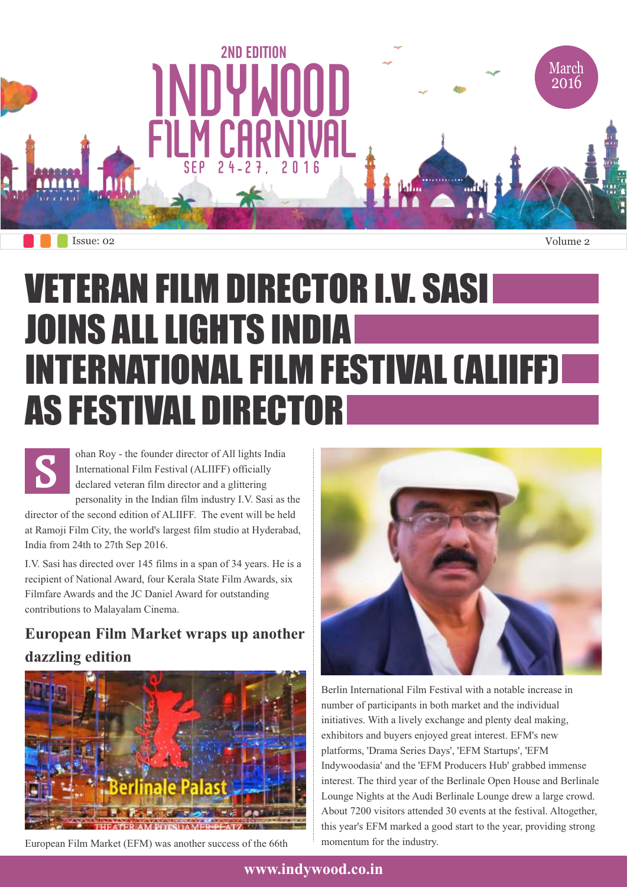2ND EDITION

# INDYWOOD FILM CARNIVAL

SEP 24-27, 2016

March 2016

# VETERAN FILM DIRECTOR I.V. SASI JOINS ALL LIGHTS INDIA INTERNATIONAL FILM FESTIVAL (ALIIFF) AS FESTIVAL DIRECTOR

Sohan Roy - the founder director of All lights India International Film Festival (ALIIFF) officially declared veteran film director and a glittering personality in the Indian film industry I.V. Sasi as the director of the second edition of ALIIFF. The event will be held at Ramoji Film City, the world's largest film studio at Hyderabad, India from 24th to 27th Sep 2016.

I.V. Sasi has directed over 145 films in a span of 34 years. He is a recipient of National Award, four Kerala State Film Awards, six Filmfare Awards and the JC Daniel Award for outstanding contributions to Malayalam Cinema.

## European Film Market wraps up another dazzling edition

European Film Market (EFM) was another success of the 66th Berlin International Film Festival with a notable increase in number of participants in both market and the individual initiatives. With a lively exchange and plenty deal making, exhibitors and buyers enjoyed great interest. EFM's new platforms, 'Drama Series Days', 'EFM Startups', 'EFM Indywoodasia' and the 'EFM Producers Hub' grabbed immense interest. The third year of the Berlinale Open House and Berlinale Lounge Nights at the Audi Berlinale Lounge drew a large crowd. About 7200 visitors attended 30 events at the festival. Altogether, this year's EFM marked a good start to the year, providing strong momentum for the industry.

www.indywood.co.in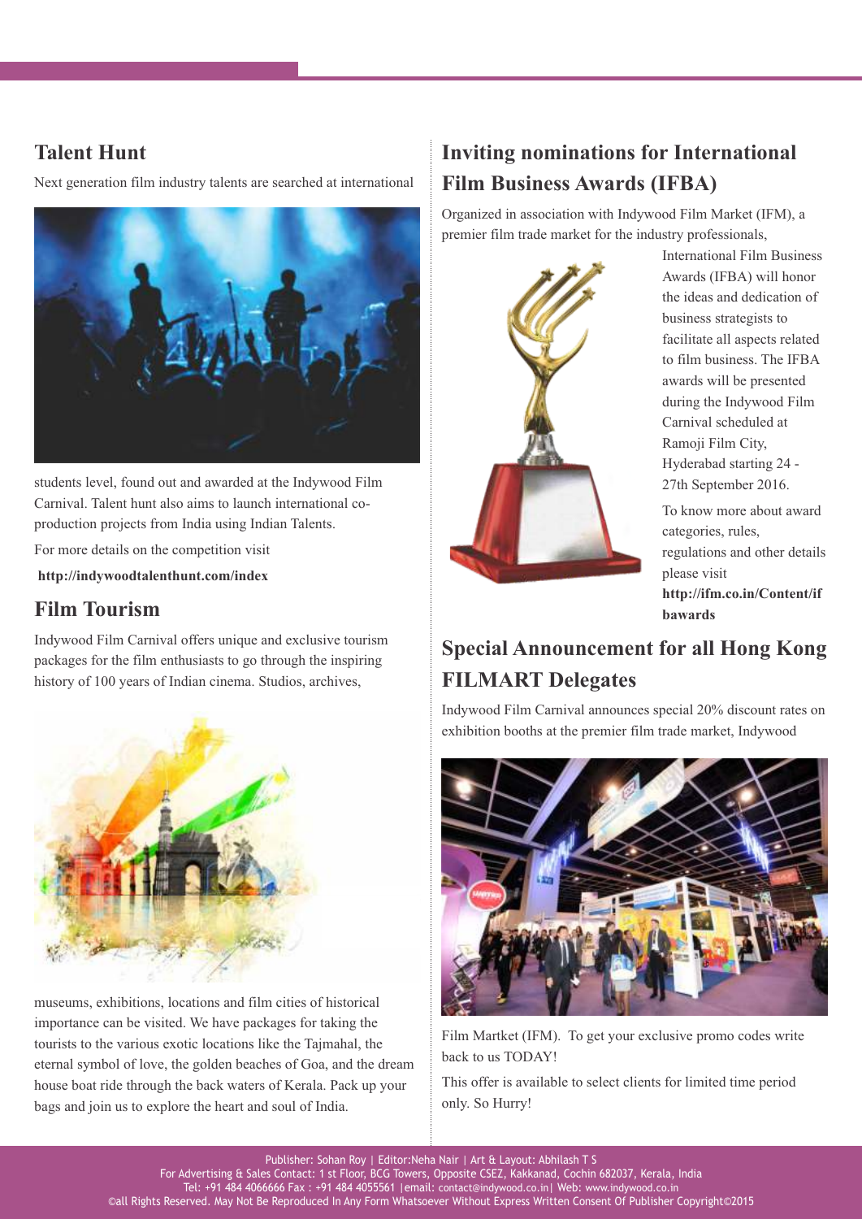## Talent Hunt

Next generation film industry talents are searched at international students level, found out and awarded at the Indywood Film Carnival. Talent hunt also aims to launch international co-production projects from India using Indian Talents.

For more details on the competition visit

**http://indywoodtalenthunt.com/index**

## Film Tourism

Indywood Film Carnival offers unique and exclusive tourism packages for the film enthusiasts to go through the inspiring history of 100 years of Indian cinema. Studios, archives, museums, exhibitions, locations and film cities of historical importance can be visited. We have packages for taking the tourists to the various exotic locations like the Tajmahal, the eternal symbol of love, the golden beaches of Goa, and the dream house boat ride through the back waters of Kerala. Pack up your bags and join us to explore the heart and soul of India.

## Inviting nominations for International Film Business Awards (IFBA)

Organized in association with Indywood Film Market (IFM), a premier film trade market for the industry professionals, International Film Business Awards (IFBA) will honor the ideas and dedication of business strategists to facilitate all aspects related to film business. The IFBA awards will be presented during the Indywood Film Carnival scheduled at Ramoji Film City, Hyderabad starting 24 - 27th September 2016.

To know more about award categories, rules, regulations and other details please visit **http://ifm.co.in/Content/ifbawards**

## Special Announcement for all Hong Kong FILMART Delegates

Indywood Film Carnival announces special 20% discount rates on exhibition booths at the premier film trade market, Indywood Film Martket (IFM). To get your exclusive promo codes write back to us TODAY!

This offer is available to select clients for limited time period only. So Hurry!

Publisher: Sohan Roy | Editor:Neha Nair | Art & Layout: Abhilash T S
For Advertising & Sales Contact: 1 st Floor, BCG Towers, Opposite CSEZ, Kakkanad, Cochin 682037, Kerala, India
Tel: +91 484 4066666 Fax : +91 484 4055561 |email: contact@indywood.co.in| Web: www.indywood.co.in
©all Rights Reserved. May Not Be Reproduced In Any Form Whatsoever Without Express Written Consent Of Publisher Copyright©2015